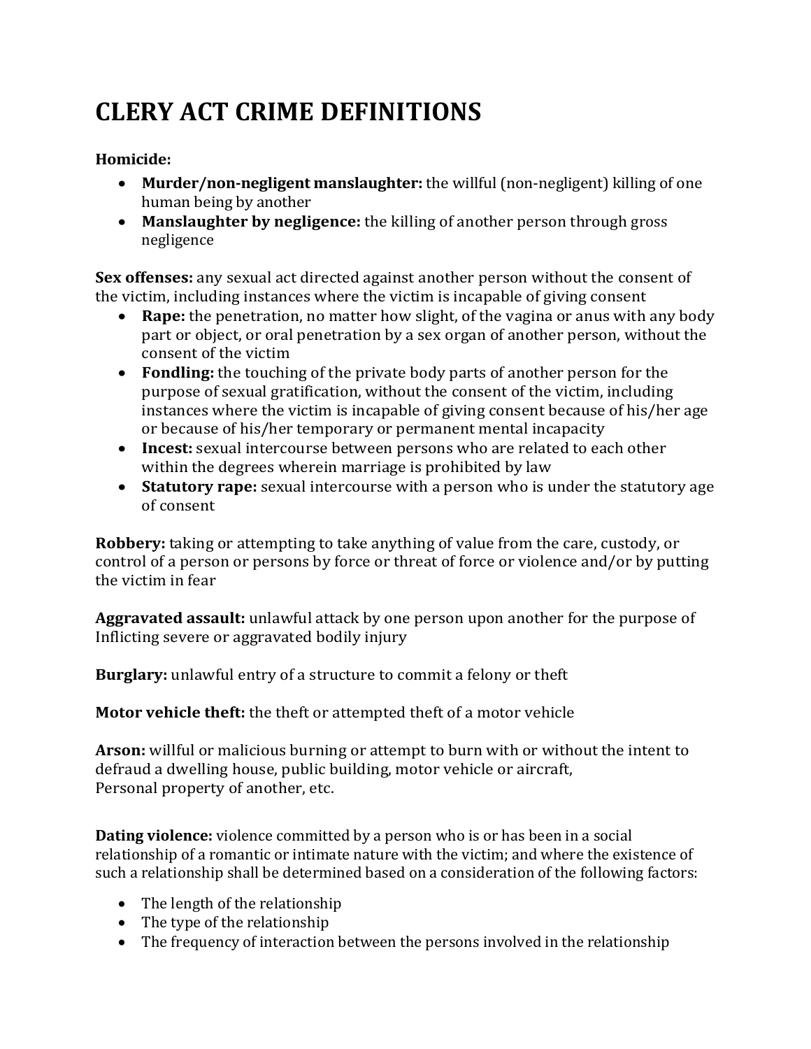# CLERY ACT CRIME DEFINITIONS

**Homicide:**

- **Murder/non-negligent manslaughter:** the willful (non-negligent) killing of one human being by another
- **Manslaughter by negligence:** the killing of another person through gross negligence

**Sex offenses:** any sexual act directed against another person without the consent of the victim, including instances where the victim is incapable of giving consent

- **Rape:** the penetration, no matter how slight, of the vagina or anus with any body part or object, or oral penetration by a sex organ of another person, without the consent of the victim
- **Fondling:** the touching of the private body parts of another person for the purpose of sexual gratification, without the consent of the victim, including instances where the victim is incapable of giving consent because of his/her age or because of his/her temporary or permanent mental incapacity
- **Incest:** sexual intercourse between persons who are related to each other within the degrees wherein marriage is prohibited by law
- **Statutory rape:** sexual intercourse with a person who is under the statutory age of consent

**Robbery:** taking or attempting to take anything of value from the care, custody, or control of a person or persons by force or threat of force or violence and/or by putting the victim in fear

**Aggravated assault:** unlawful attack by one person upon another for the purpose of Inflicting severe or aggravated bodily injury

**Burglary:** unlawful entry of a structure to commit a felony or theft

**Motor vehicle theft:** the theft or attempted theft of a motor vehicle

**Arson:** willful or malicious burning or attempt to burn with or without the intent to defraud a dwelling house, public building, motor vehicle or aircraft, Personal property of another, etc.

**Dating violence:** violence committed by a person who is or has been in a social relationship of a romantic or intimate nature with the victim; and where the existence of such a relationship shall be determined based on a consideration of the following factors:

- The length of the relationship
- The type of the relationship
- The frequency of interaction between the persons involved in the relationship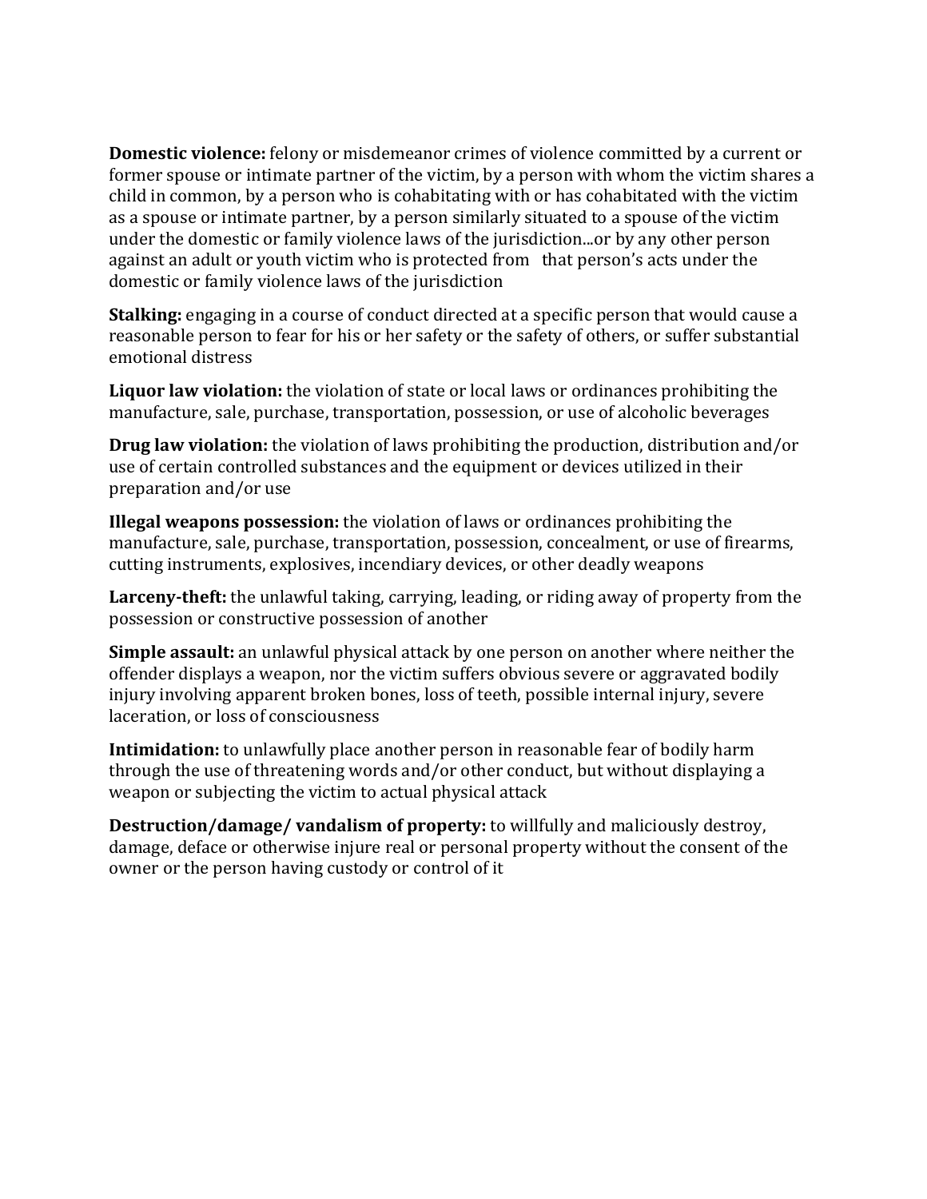**Domestic violence:** felony or misdemeanor crimes of violence committed by a current or former spouse or intimate partner of the victim, by a person with whom the victim shares a child in common, by a person who is cohabitating with or has cohabitated with the victim as a spouse or intimate partner, by a person similarly situated to a spouse of the victim under the domestic or family violence laws of the jurisdiction...or by any other person against an adult or youth victim who is protected from that person's acts under the domestic or family violence laws of the jurisdiction

**Stalking:** engaging in a course of conduct directed at a specific person that would cause a reasonable person to fear for his or her safety or the safety of others, or suffer substantial emotional distress

**Liquor law violation:** the violation of state or local laws or ordinances prohibiting the manufacture, sale, purchase, transportation, possession, or use of alcoholic beverages

**Drug law violation:** the violation of laws prohibiting the production, distribution and/or use of certain controlled substances and the equipment or devices utilized in their preparation and/or use

**Illegal weapons possession:** the violation of laws or ordinances prohibiting the manufacture, sale, purchase, transportation, possession, concealment, or use of firearms, cutting instruments, explosives, incendiary devices, or other deadly weapons

**Larceny-theft:** the unlawful taking, carrying, leading, or riding away of property from the possession or constructive possession of another

**Simple assault:** an unlawful physical attack by one person on another where neither the offender displays a weapon, nor the victim suffers obvious severe or aggravated bodily injury involving apparent broken bones, loss of teeth, possible internal injury, severe laceration, or loss of consciousness

**Intimidation:** to unlawfully place another person in reasonable fear of bodily harm through the use of threatening words and/or other conduct, but without displaying a weapon or subjecting the victim to actual physical attack

**Destruction/damage/ vandalism of property:** to willfully and maliciously destroy, damage, deface or otherwise injure real or personal property without the consent of the owner or the person having custody or control of it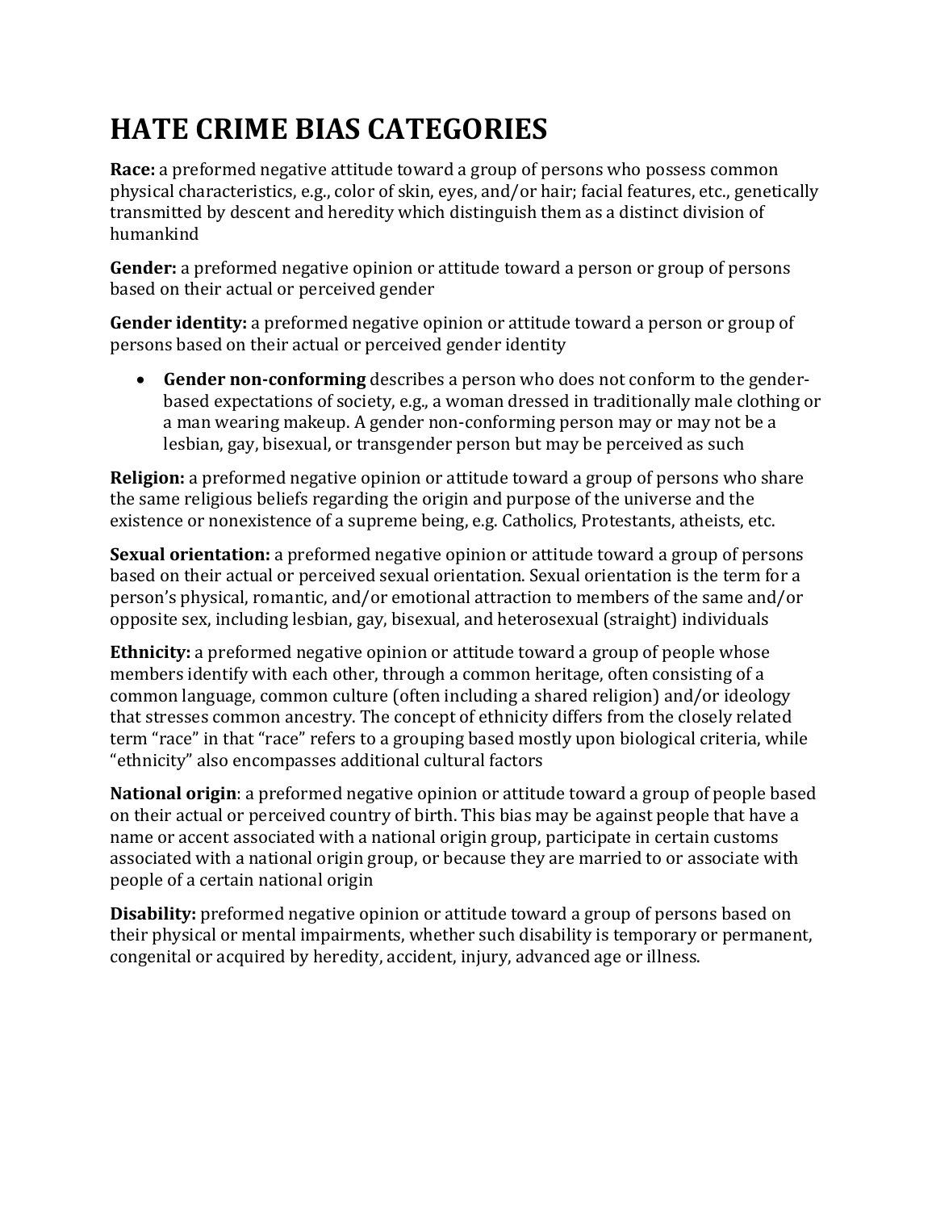# HATE CRIME BIAS CATEGORIES

**Race:** a preformed negative attitude toward a group of persons who possess common physical characteristics, e.g., color of skin, eyes, and/or hair; facial features, etc., genetically transmitted by descent and heredity which distinguish them as a distinct division of humankind

**Gender:** a preformed negative opinion or attitude toward a person or group of persons based on their actual or perceived gender

**Gender identity:** a preformed negative opinion or attitude toward a person or group of persons based on their actual or perceived gender identity

- **Gender non-conforming** describes a person who does not conform to the gender-based expectations of society, e.g., a woman dressed in traditionally male clothing or a man wearing makeup. A gender non-conforming person may or may not be a lesbian, gay, bisexual, or transgender person but may be perceived as such

**Religion:** a preformed negative opinion or attitude toward a group of persons who share the same religious beliefs regarding the origin and purpose of the universe and the existence or nonexistence of a supreme being, e.g. Catholics, Protestants, atheists, etc.

**Sexual orientation:** a preformed negative opinion or attitude toward a group of persons based on their actual or perceived sexual orientation. Sexual orientation is the term for a person's physical, romantic, and/or emotional attraction to members of the same and/or opposite sex, including lesbian, gay, bisexual, and heterosexual (straight) individuals

**Ethnicity:** a preformed negative opinion or attitude toward a group of people whose members identify with each other, through a common heritage, often consisting of a common language, common culture (often including a shared religion) and/or ideology that stresses common ancestry. The concept of ethnicity differs from the closely related term "race" in that "race" refers to a grouping based mostly upon biological criteria, while "ethnicity" also encompasses additional cultural factors

**National origin**: a preformed negative opinion or attitude toward a group of people based on their actual or perceived country of birth. This bias may be against people that have a name or accent associated with a national origin group, participate in certain customs associated with a national origin group, or because they are married to or associate with people of a certain national origin

**Disability:** preformed negative opinion or attitude toward a group of persons based on their physical or mental impairments, whether such disability is temporary or permanent, congenital or acquired by heredity, accident, injury, advanced age or illness.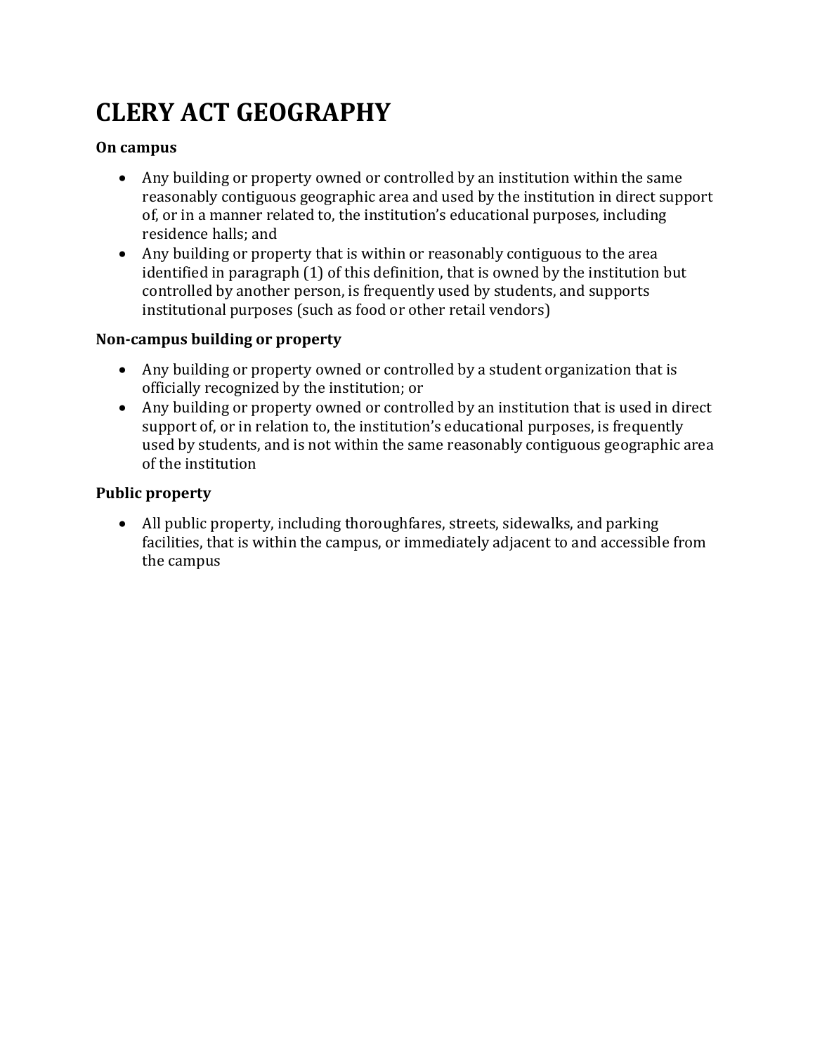# CLERY ACT GEOGRAPHY

**On campus**

- Any building or property owned or controlled by an institution within the same reasonably contiguous geographic area and used by the institution in direct support of, or in a manner related to, the institution's educational purposes, including residence halls; and
- Any building or property that is within or reasonably contiguous to the area identified in paragraph (1) of this definition, that is owned by the institution but controlled by another person, is frequently used by students, and supports institutional purposes (such as food or other retail vendors)

**Non-campus building or property**

- Any building or property owned or controlled by a student organization that is officially recognized by the institution; or
- Any building or property owned or controlled by an institution that is used in direct support of, or in relation to, the institution's educational purposes, is frequently used by students, and is not within the same reasonably contiguous geographic area of the institution

**Public property**

- All public property, including thoroughfares, streets, sidewalks, and parking facilities, that is within the campus, or immediately adjacent to and accessible from the campus